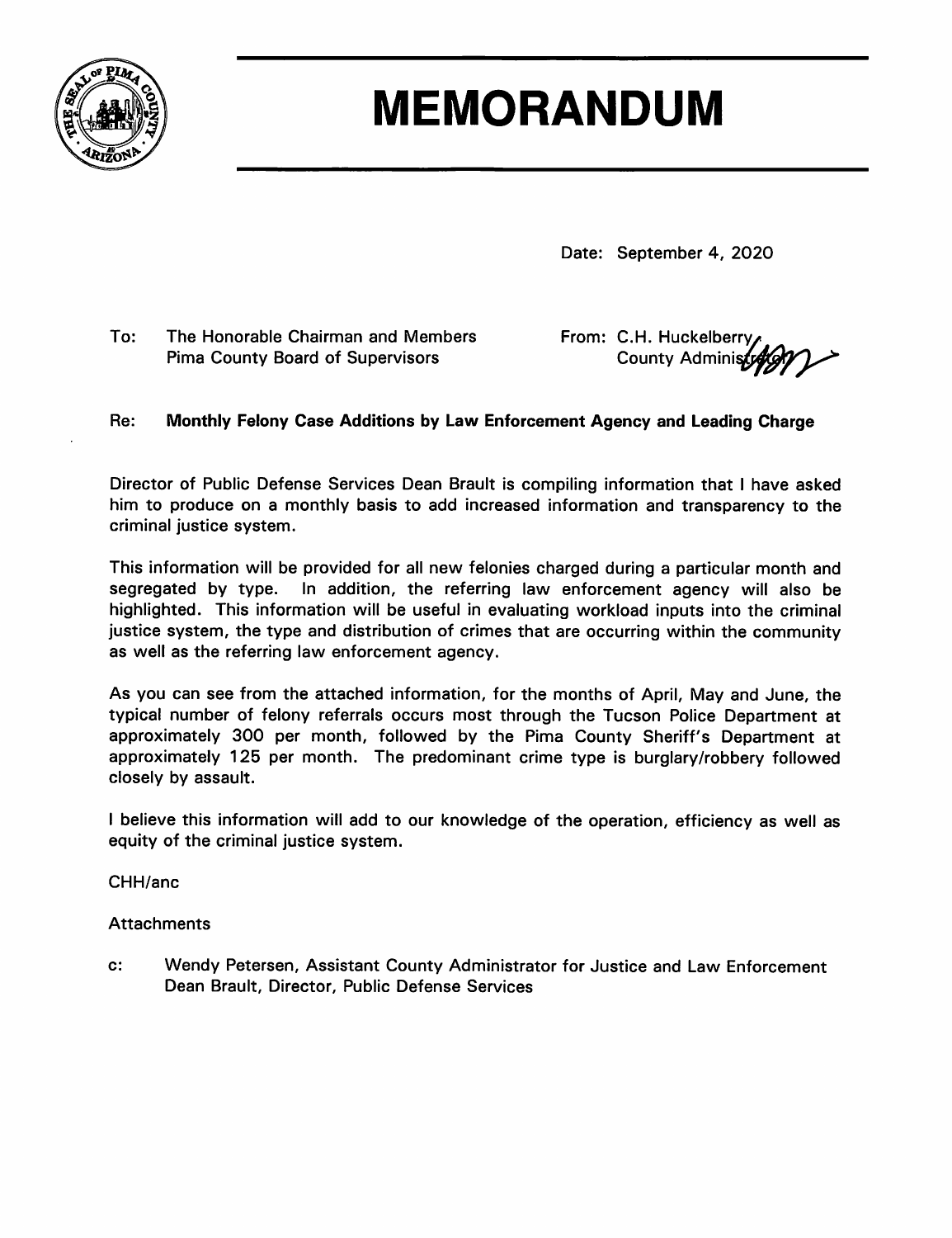# MEMORANDUM

Date: September 4, 2020

To: The Honorable Chairman and Members
Pima County Board of Supervisors

From: C.H. Huckelberry
County Administrator

Re: **Monthly Felony Case Additions by Law Enforcement Agency and Leading Charge**

Director of Public Defense Services Dean Brault is compiling information that I have asked him to produce on a monthly basis to add increased information and transparency to the criminal justice system.

This information will be provided for all new felonies charged during a particular month and segregated by type. In addition, the referring law enforcement agency will also be highlighted. This information will be useful in evaluating workload inputs into the criminal justice system, the type and distribution of crimes that are occurring within the community as well as the referring law enforcement agency.

As you can see from the attached information, for the months of April, May and June, the typical number of felony referrals occurs most through the Tucson Police Department at approximately 300 per month, followed by the Pima County Sheriff's Department at approximately 125 per month. The predominant crime type is burglary/robbery followed closely by assault.

I believe this information will add to our knowledge of the operation, efficiency as well as equity of the criminal justice system.

CHH/anc

Attachments

c: Wendy Petersen, Assistant County Administrator for Justice and Law Enforcement
Dean Brault, Director, Public Defense Services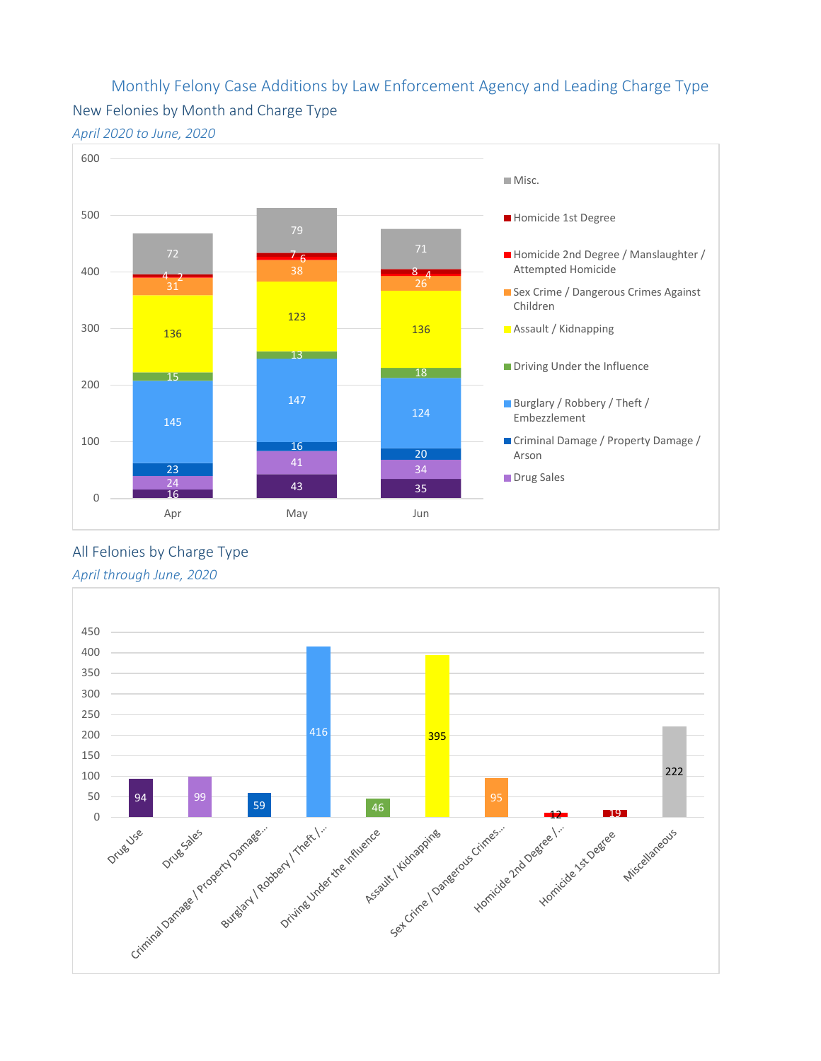# Monthly Felony Case Additions by Law Enforcement Agency and Leading Charge Type

## New Felonies by Month and Charge Type

*April 2020 to June, 2020*

| Charge Type | Apr | May | Jun |
|---|---|---|---|
| Misc. | 72 | 79 | 71 |
| Homicide 1st Degree | 4 | 7 | 8 |
| Homicide 2nd Degree / Manslaughter / Attempted Homicide | 2 | 6 | 4 |
| Sex Crime / Dangerous Crimes Against Children | 31 | 38 | 26 |
| Assault / Kidnapping | 136 | 123 | 136 |
| Driving Under the Influence | 15 | 13 | 18 |
| Burglary / Robbery / Theft / Embezzlement | 145 | 147 | 124 |
| Criminal Damage / Property Damage / Arson | 23 | 16 | 20 |
| Drug Sales | 24 | 41 | 34 |
| (Drug Use) | 16 | 43 | 35 |

## All Felonies by Charge Type

*April through June, 2020*

| Charge Type | Count |
|---|---|
| Drug Use | 94 |
| Drug Sales | 99 |
| Criminal Damage / Property Damage... | 59 |
| Burglary / Robbery / Theft /... | 416 |
| Driving Under the Influence | 46 |
| Assault / Kidnapping | 395 |
| Sex Crime / Dangerous Crimes... | 95 |
| Homicide 2nd Degree /... | 12 |
| Homicide 1st Degree | 19 |
| Miscellaneous | 222 |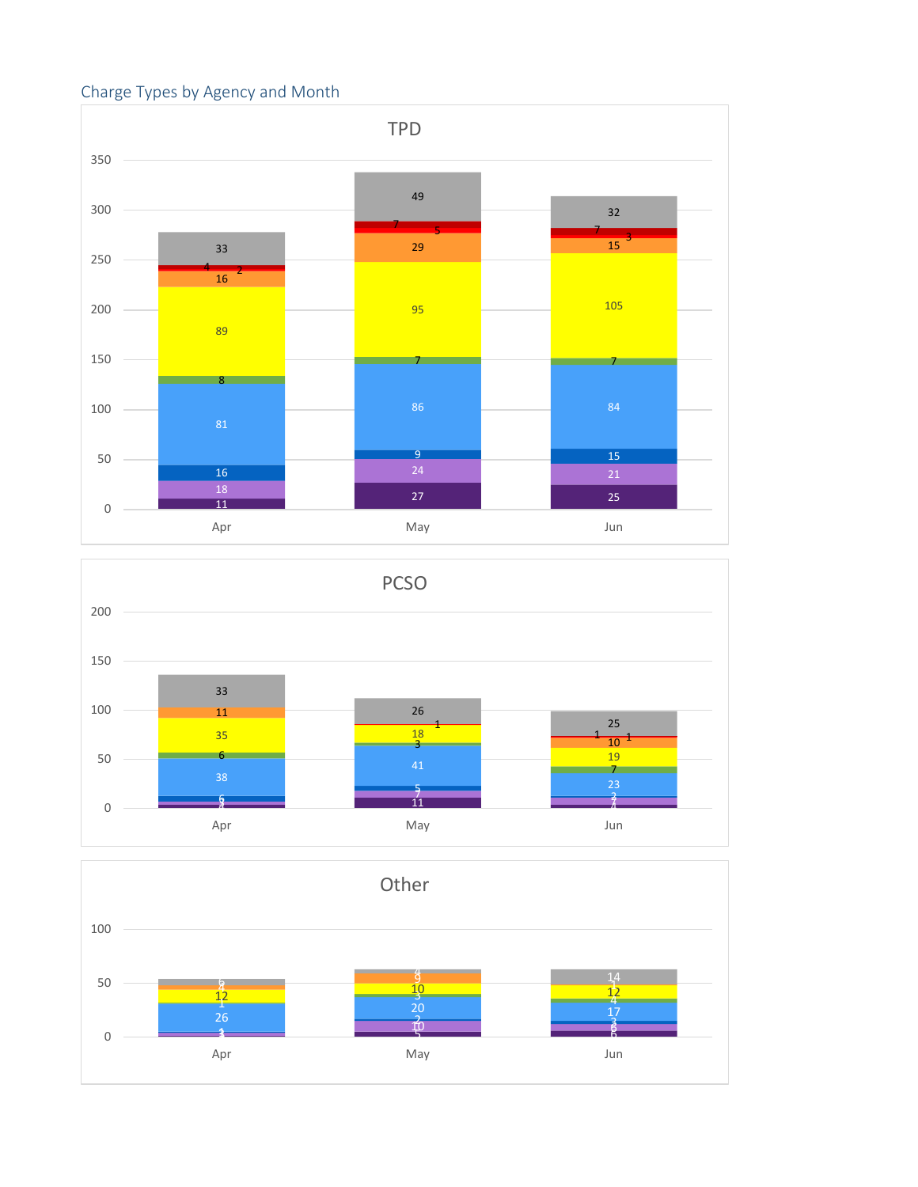## Charge Types by Agency and Month

TPD

350
300
250
200
150
100
50
0

Apr: 11, 18, 16, 81, 8, 89, 16, 4, 2, 33
May: 27, 24, 9, 86, 7, 95, 29, 5, 7, 49
Jun: 25, 21, 15, 84, 7, 105, 15, 3, 7, 32

Apr May Jun

PCSO

200
150
100
50
0

Apr: 4, 3, 6, 38, 6, 35, 11, 33
May: 11, 7, 5, 41, 3, 18, 1, 26
Jun: 4, 7, 2, 23, 7, 19, 10, 1, 1, 25

Apr May Jun

Other

100
50
0

Apr: 1, 1, 3, 26, 1, 12, 4, 6
May: 5, 10, 2, 20, 3, 10, 9, 4
Jun: 6, 5, 3, 17, 4, 12, 1, 14

Apr May Jun